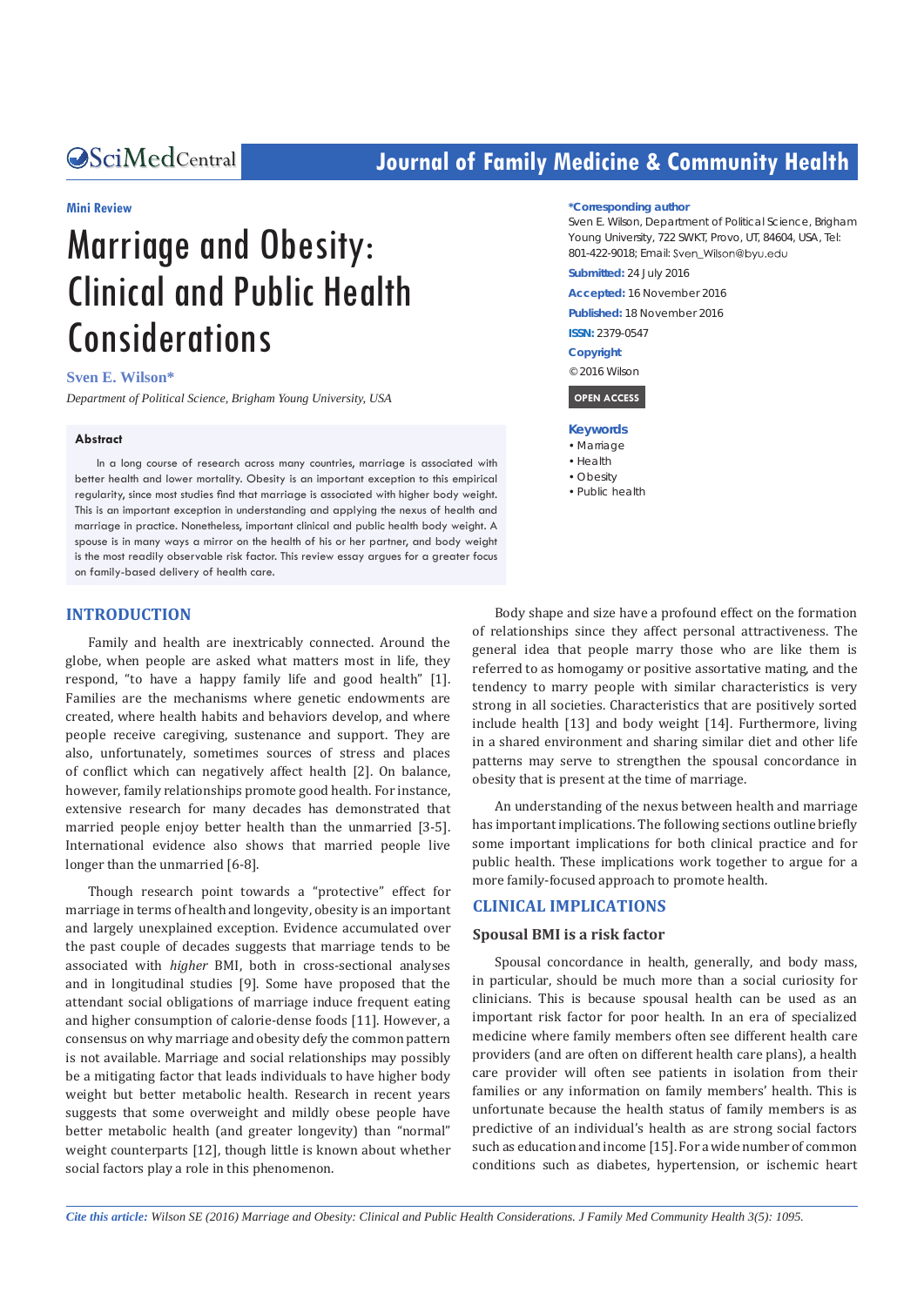Mini Review

# Marriage and Obesity: Clinical and Public Health Considerations

**Sven E. Wilson***

*Department of Political Science, Brigham Young University, USA*

**\*Corresponding author**

Sven E. Wilson, Department of Political Science, Brigham Young University, 722 SWKT, Provo, UT, 84604, USA, Tel: 801-422-9018; Email: Sven_Wilson@byu.edu

**Submitted:** 24 July 2016

**Accepted:** 16 November 2016

**Published:** 18 November 2016

**ISSN:** 2379-0547

**Copyright**

© 2016 Wilson

OPEN ACCESS

**Keywords**

- Marriage
- Health
- Obesity
- Public health

### Abstract

In a long course of research across many countries, marriage is associated with better health and lower mortality. Obesity is an important exception to this empirical regularity, since most studies find that marriage is associated with higher body weight. This is an important exception in understanding and applying the nexus of health and marriage in practice. Nonetheless, important clinical and public health body weight. A spouse is in many ways a mirror on the health of his or her partner, and body weight is the most readily observable risk factor. This review essay argues for a greater focus on family-based delivery of health care.

## INTRODUCTION

Family and health are inextricably connected. Around the globe, when people are asked what matters most in life, they respond, "to have a happy family life and good health" [1]. Families are the mechanisms where genetic endowments are created, where health habits and behaviors develop, and where people receive caregiving, sustenance and support. They are also, unfortunately, sometimes sources of stress and places of conflict which can negatively affect health [2]. On balance, however, family relationships promote good health. For instance, extensive research for many decades has demonstrated that married people enjoy better health than the unmarried [3-5]. International evidence also shows that married people live longer than the unmarried [6-8].

Though research point towards a "protective" effect for marriage in terms of health and longevity, obesity is an important and largely unexplained exception. Evidence accumulated over the past couple of decades suggests that marriage tends to be associated with *higher* BMI, both in cross-sectional analyses and in longitudinal studies [9]. Some have proposed that the attendant social obligations of marriage induce frequent eating and higher consumption of calorie-dense foods [11]. However, a consensus on why marriage and obesity defy the common pattern is not available. Marriage and social relationships may possibly be a mitigating factor that leads individuals to have higher body weight but better metabolic health. Research in recent years suggests that some overweight and mildly obese people have better metabolic health (and greater longevity) than "normal" weight counterparts [12], though little is known about whether social factors play a role in this phenomenon.

Body shape and size have a profound effect on the formation of relationships since they affect personal attractiveness. The general idea that people marry those who are like them is referred to as homogamy or positive assortative mating, and the tendency to marry people with similar characteristics is very strong in all societies. Characteristics that are positively sorted include health [13] and body weight [14]. Furthermore, living in a shared environment and sharing similar diet and other life patterns may serve to strengthen the spousal concordance in obesity that is present at the time of marriage.

An understanding of the nexus between health and marriage has important implications. The following sections outline briefly some important implications for both clinical practice and for public health. These implications work together to argue for a more family-focused approach to promote health.

## CLINICAL IMPLICATIONS

### Spousal BMI is a risk factor

Spousal concordance in health, generally, and body mass, in particular, should be much more than a social curiosity for clinicians. This is because spousal health can be used as an important risk factor for poor health. In an era of specialized medicine where family members often see different health care providers (and are often on different health care plans), a health care provider will often see patients in isolation from their families or any information on family members' health. This is unfortunate because the health status of family members is as predictive of an individual's health as are strong social factors such as education and income [15]. For a wide number of common conditions such as diabetes, hypertension, or ischemic heart

*Cite this article: Wilson SE (2016) Marriage and Obesity: Clinical and Public Health Considerations. J Family Med Community Health 3(5): 1095.*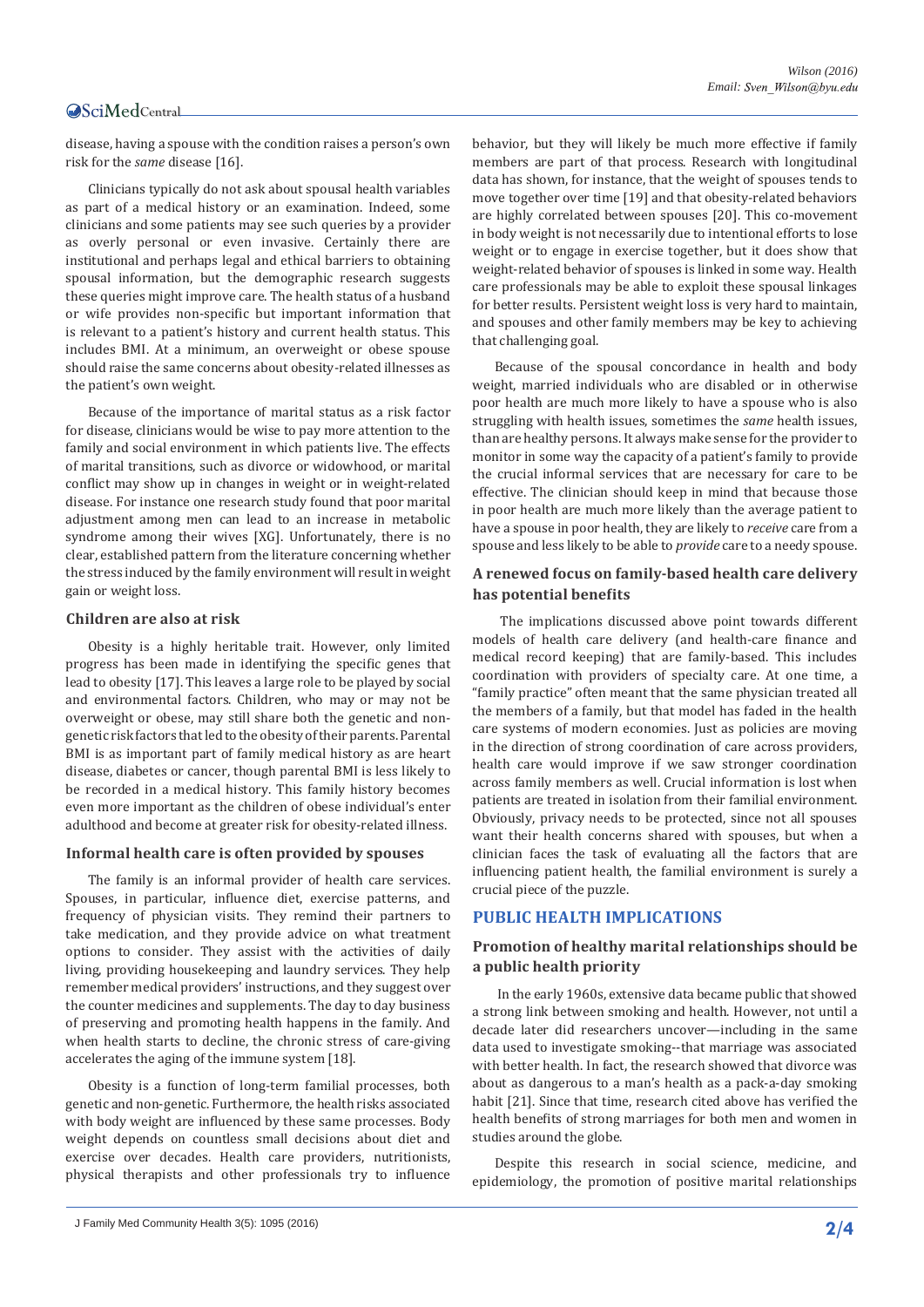disease, having a spouse with the condition raises a person's own risk for the *same* disease [16].

Clinicians typically do not ask about spousal health variables as part of a medical history or an examination. Indeed, some clinicians and some patients may see such queries by a provider as overly personal or even invasive. Certainly there are institutional and perhaps legal and ethical barriers to obtaining spousal information, but the demographic research suggests these queries might improve care. The health status of a husband or wife provides non-specific but important information that is relevant to a patient's history and current health status. This includes BMI. At a minimum, an overweight or obese spouse should raise the same concerns about obesity-related illnesses as the patient's own weight.

Because of the importance of marital status as a risk factor for disease, clinicians would be wise to pay more attention to the family and social environment in which patients live. The effects of marital transitions, such as divorce or widowhood, or marital conflict may show up in changes in weight or in weight-related disease. For instance one research study found that poor marital adjustment among men can lead to an increase in metabolic syndrome among their wives [XG]. Unfortunately, there is no clear, established pattern from the literature concerning whether the stress induced by the family environment will result in weight gain or weight loss.

### Children are also at risk

Obesity is a highly heritable trait. However, only limited progress has been made in identifying the specific genes that lead to obesity [17]. This leaves a large role to be played by social and environmental factors. Children, who may or may not be overweight or obese, may still share both the genetic and non-genetic risk factors that led to the obesity of their parents. Parental BMI is as important part of family medical history as are heart disease, diabetes or cancer, though parental BMI is less likely to be recorded in a medical history. This family history becomes even more important as the children of obese individual's enter adulthood and become at greater risk for obesity-related illness.

### Informal health care is often provided by spouses

The family is an informal provider of health care services. Spouses, in particular, influence diet, exercise patterns, and frequency of physician visits. They remind their partners to take medication, and they provide advice on what treatment options to consider. They assist with the activities of daily living, providing housekeeping and laundry services. They help remember medical providers' instructions, and they suggest over the counter medicines and supplements. The day to day business of preserving and promoting health happens in the family. And when health starts to decline, the chronic stress of care-giving accelerates the aging of the immune system [18].

Obesity is a function of long-term familial processes, both genetic and non-genetic. Furthermore, the health risks associated with body weight are influenced by these same processes. Body weight depends on countless small decisions about diet and exercise over decades. Health care providers, nutritionists, physical therapists and other professionals try to influence behavior, but they will likely be much more effective if family members are part of that process. Research with longitudinal data has shown, for instance, that the weight of spouses tends to move together over time [19] and that obesity-related behaviors are highly correlated between spouses [20]. This co-movement in body weight is not necessarily due to intentional efforts to lose weight or to engage in exercise together, but it does show that weight-related behavior of spouses is linked in some way. Health care professionals may be able to exploit these spousal linkages for better results. Persistent weight loss is very hard to maintain, and spouses and other family members may be key to achieving that challenging goal.

Because of the spousal concordance in health and body weight, married individuals who are disabled or in otherwise poor health are much more likely to have a spouse who is also struggling with health issues, sometimes the *same* health issues, than are healthy persons. It always make sense for the provider to monitor in some way the capacity of a patient's family to provide the crucial informal services that are necessary for care to be effective. The clinician should keep in mind that because those in poor health are much more likely than the average patient to have a spouse in poor health, they are likely to *receive* care from a spouse and less likely to be able to *provide* care to a needy spouse.

### A renewed focus on family-based health care delivery has potential benefits

The implications discussed above point towards different models of health care delivery (and health-care finance and medical record keeping) that are family-based. This includes coordination with providers of specialty care. At one time, a "family practice" often meant that the same physician treated all the members of a family, but that model has faded in the health care systems of modern economies. Just as policies are moving in the direction of strong coordination of care across providers, health care would improve if we saw stronger coordination across family members as well. Crucial information is lost when patients are treated in isolation from their familial environment. Obviously, privacy needs to be protected, since not all spouses want their health concerns shared with spouses, but when a clinician faces the task of evaluating all the factors that are influencing patient health, the familial environment is surely a crucial piece of the puzzle.

## PUBLIC HEALTH IMPLICATIONS

### Promotion of healthy marital relationships should be a public health priority

In the early 1960s, extensive data became public that showed a strong link between smoking and health. However, not until a decade later did researchers uncover—including in the same data used to investigate smoking--that marriage was associated with better health. In fact, the research showed that divorce was about as dangerous to a man's health as a pack-a-day smoking habit [21]. Since that time, research cited above has verified the health benefits of strong marriages for both men and women in studies around the globe.

Despite this research in social science, medicine, and epidemiology, the promotion of positive marital relationships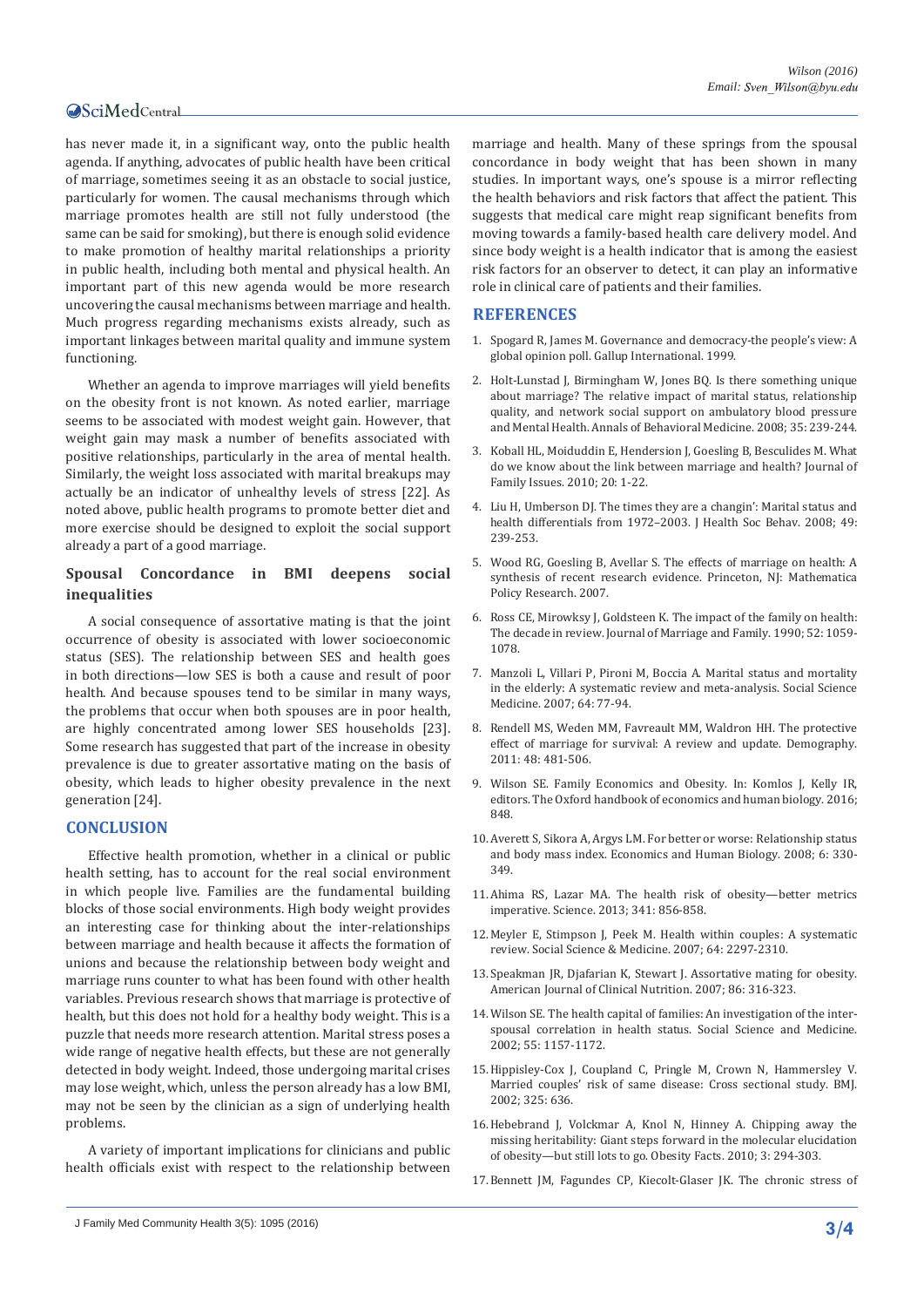has never made it, in a significant way, onto the public health agenda. If anything, advocates of public health have been critical of marriage, sometimes seeing it as an obstacle to social justice, particularly for women. The causal mechanisms through which marriage promotes health are still not fully understood (the same can be said for smoking), but there is enough solid evidence to make promotion of healthy marital relationships a priority in public health, including both mental and physical health. An important part of this new agenda would be more research uncovering the causal mechanisms between marriage and health. Much progress regarding mechanisms exists already, such as important linkages between marital quality and immune system functioning.

Whether an agenda to improve marriages will yield benefits on the obesity front is not known. As noted earlier, marriage seems to be associated with modest weight gain. However, that weight gain may mask a number of benefits associated with positive relationships, particularly in the area of mental health. Similarly, the weight loss associated with marital breakups may actually be an indicator of unhealthy levels of stress [22]. As noted above, public health programs to promote better diet and more exercise should be designed to exploit the social support already a part of a good marriage.

### Spousal Concordance in BMI deepens social inequalities

A social consequence of assortative mating is that the joint occurrence of obesity is associated with lower socioeconomic status (SES). The relationship between SES and health goes in both directions—low SES is both a cause and result of poor health. And because spouses tend to be similar in many ways, the problems that occur when both spouses are in poor health, are highly concentrated among lower SES households [23]. Some research has suggested that part of the increase in obesity prevalence is due to greater assortative mating on the basis of obesity, which leads to higher obesity prevalence in the next generation [24].

## CONCLUSION

Effective health promotion, whether in a clinical or public health setting, has to account for the real social environment in which people live. Families are the fundamental building blocks of those social environments. High body weight provides an interesting case for thinking about the inter-relationships between marriage and health because it affects the formation of unions and because the relationship between body weight and marriage runs counter to what has been found with other health variables. Previous research shows that marriage is protective of health, but this does not hold for a healthy body weight. This is a puzzle that needs more research attention. Marital stress poses a wide range of negative health effects, but these are not generally detected in body weight. Indeed, those undergoing marital crises may lose weight, which, unless the person already has a low BMI, may not be seen by the clinician as a sign of underlying health problems.

A variety of important implications for clinicians and public health officials exist with respect to the relationship between marriage and health. Many of these springs from the spousal concordance in body weight that has been shown in many studies. In important ways, one's spouse is a mirror reflecting the health behaviors and risk factors that affect the patient. This suggests that medical care might reap significant benefits from moving towards a family-based health care delivery model. And since body weight is a health indicator that is among the easiest risk factors for an observer to detect, it can play an informative role in clinical care of patients and their families.

## REFERENCES

1. Spogard R, James M. Governance and democracy-the people's view: A global opinion poll. Gallup International. 1999.
2. Holt-Lunstad J, Birmingham W, Jones BQ. Is there something unique about marriage? The relative impact of marital status, relationship quality, and network social support on ambulatory blood pressure and Mental Health. Annals of Behavioral Medicine. 2008; 35: 239-244.
3. Koball HL, Moiduddin E, Henderson J, Goesling B, Besculides M. What do we know about the link between marriage and health? Journal of Family Issues. 2010; 20: 1-22.
4. Liu H, Umberson DJ. The times they are a changin': Marital status and health differentials from 1972–2003. J Health Soc Behav. 2008; 49: 239-253.
5. Wood RG, Goesling B, Avellar S. The effects of marriage on health: A synthesis of recent research evidence. Princeton, NJ: Mathematica Policy Research. 2007.
6. Ross CE, Mirowksy J, Goldsteen K. The impact of the family on health: The decade in review. Journal of Marriage and Family. 1990; 52: 1059-1078.
7. Manzoli L, Villari P, Pironi M, Boccia A. Marital status and mortality in the elderly: A systematic review and meta-analysis. Social Science Medicine. 2007; 64: 77-94.
8. Rendell MS, Weden MM, Favreault MM, Waldron HH. The protective effect of marriage for survival: A review and update. Demography. 2011: 48: 481-506.
9. Wilson SE. Family Economics and Obesity. In: Komlos J, Kelly IR, editors. The Oxford handbook of economics and human biology. 2016; 848.
10. Averett S, Sikora A, Argys LM. For better or worse: Relationship status and body mass index. Economics and Human Biology. 2008; 6: 330-349.
11. Ahima RS, Lazar MA. The health risk of obesity—better metrics imperative. Science. 2013; 341: 856-858.
12. Meyler E, Stimpson J, Peek M. Health within couples: A systematic review. Social Science & Medicine. 2007; 64: 2297-2310.
13. Speakman JR, Djafarian K, Stewart J. Assortative mating for obesity. American Journal of Clinical Nutrition. 2007; 86: 316-323.
14. Wilson SE. The health capital of families: An investigation of the inter-spousal correlation in health status. Social Science and Medicine. 2002; 55: 1157-1172.
15. Hippisley-Cox J, Coupland C, Pringle M, Crown N, Hammersley V. Married couples' risk of same disease: Cross sectional study. BMJ. 2002; 325: 636.
16. Hebebrand J, Volckmar A, Knol N, Hinney A. Chipping away the missing heritability: Giant steps forward in the molecular elucidation of obesity—but still lots to go. Obesity Facts. 2010; 3: 294-303.
17. Bennett JM, Fagundes CP, Kiecolt-Glaser JK. The chronic stress of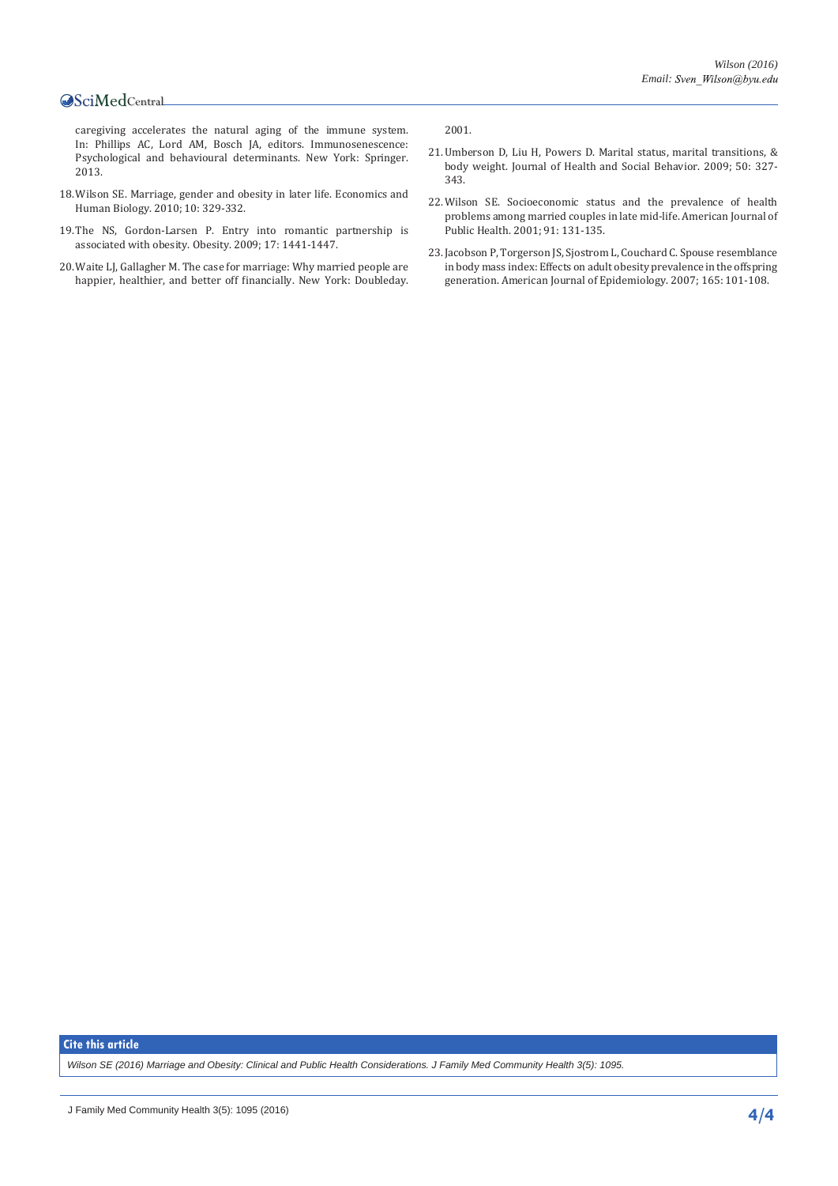caregiving accelerates the natural aging of the immune system. In: Phillips AC, Lord AM, Bosch JA, editors. Immunosenescence: Psychological and behavioural determinants. New York: Springer. 2013.

18. Wilson SE. Marriage, gender and obesity in later life. Economics and Human Biology. 2010; 10: 329-332.

19. The NS, Gordon-Larsen P. Entry into romantic partnership is associated with obesity. Obesity. 2009; 17: 1441-1447.

20. Waite LJ, Gallagher M. The case for marriage: Why married people are happier, healthier, and better off financially. New York: Doubleday. 2001.

21. Umberson D, Liu H, Powers D. Marital status, marital transitions, & body weight. Journal of Health and Social Behavior. 2009; 50: 327-343.

22. Wilson SE. Socioeconomic status and the prevalence of health problems among married couples in late mid-life. American Journal of Public Health. 2001; 91: 131-135.

23. Jacobson P, Torgerson JS, Sjostrom L, Couchard C. Spouse resemblance in body mass index: Effects on adult obesity prevalence in the offspring generation. American Journal of Epidemiology. 2007; 165: 101-108.

**Cite this article**

*Wilson SE (2016) Marriage and Obesity: Clinical and Public Health Considerations. J Family Med Community Health 3(5): 1095.*